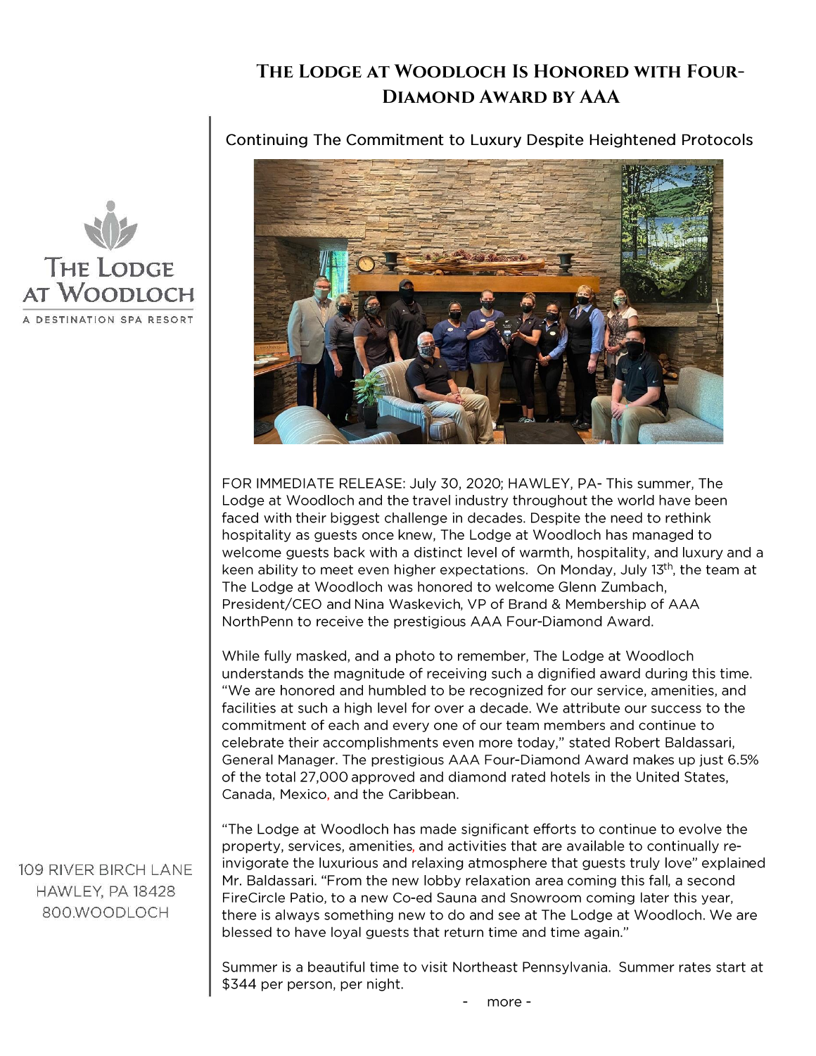# The Lodge at Woodloch Is Honored with Four-Diamond Award by AAA

## Continuing The Commitment to Luxury Despite Heightened Protocols

The Lodge at Woodloch
A Destination Spa Resort

109 River Birch Lane
Hawley, PA 18428
800.WOODLOCH

FOR IMMEDIATE RELEASE: July 30, 2020; HAWLEY, PA- This summer, The Lodge at Woodloch and the travel industry throughout the world have been faced with their biggest challenge in decades. Despite the need to rethink hospitality as guests once knew, The Lodge at Woodloch has managed to welcome guests back with a distinct level of warmth, hospitality, and luxury and a keen ability to meet even higher expectations. On Monday, July 13th, the team at The Lodge at Woodloch was honored to welcome Glenn Zumbach, President/CEO and Nina Waskevich, VP of Brand & Membership of AAA NorthPenn to receive the prestigious AAA Four-Diamond Award.

While fully masked, and a photo to remember, The Lodge at Woodloch understands the magnitude of receiving such a dignified award during this time. "We are honored and humbled to be recognized for our service, amenities, and facilities at such a high level for over a decade. We attribute our success to the commitment of each and every one of our team members and continue to celebrate their accomplishments even more today," stated Robert Baldassari, General Manager. The prestigious AAA Four-Diamond Award makes up just 6.5% of the total 27,000 approved and diamond rated hotels in the United States, Canada, Mexico, and the Caribbean.

"The Lodge at Woodloch has made significant efforts to continue to evolve the property, services, amenities, and activities that are available to continually re-invigorate the luxurious and relaxing atmosphere that guests truly love" explained Mr. Baldassari. "From the new lobby relaxation area coming this fall, a second FireCircle Patio, to a new Co-ed Sauna and Snowroom coming later this year, there is always something new to do and see at The Lodge at Woodloch. We are blessed to have loyal guests that return time and time again."

Summer is a beautiful time to visit Northeast Pennsylvania. Summer rates start at $344 per person, per night.

- more -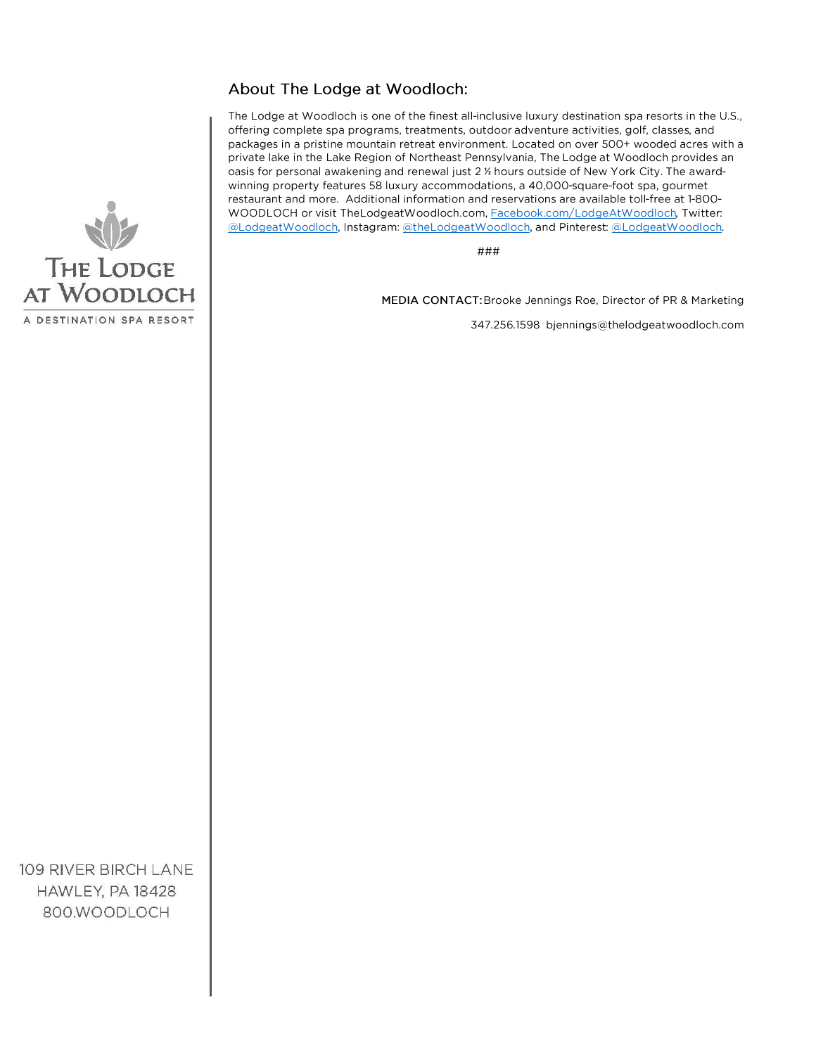## About The Lodge at Woodloch:

The Lodge at Woodloch is one of the finest all-inclusive luxury destination spa resorts in the U.S., offering complete spa programs, treatments, outdoor adventure activities, golf, classes, and packages in a pristine mountain retreat environment. Located on over 500+ wooded acres with a private lake in the Lake Region of Northeast Pennsylvania, The Lodge at Woodloch provides an oasis for personal awakening and renewal just 2 ½ hours outside of New York City. The award-winning property features 58 luxury accommodations, a 40,000-square-foot spa, gourmet restaurant and more. Additional information and reservations are available toll-free at 1-800-WOODLOCH or visit TheLodgeatWoodloch.com, Facebook.com/LodgeAtWoodloch, Twitter: @LodgeatWoodloch, Instagram: @theLodgeatWoodloch, and Pinterest: @LodgeatWoodloch.

###

**MEDIA CONTACT:** Brooke Jennings Roe, Director of PR & Marketing

347.256.1598 bjennings@thelodgeatwoodloch.com

THE LODGE AT WOODLOCH
A DESTINATION SPA RESORT

109 RIVER BIRCH LANE
HAWLEY, PA 18428
800.WOODLOCH